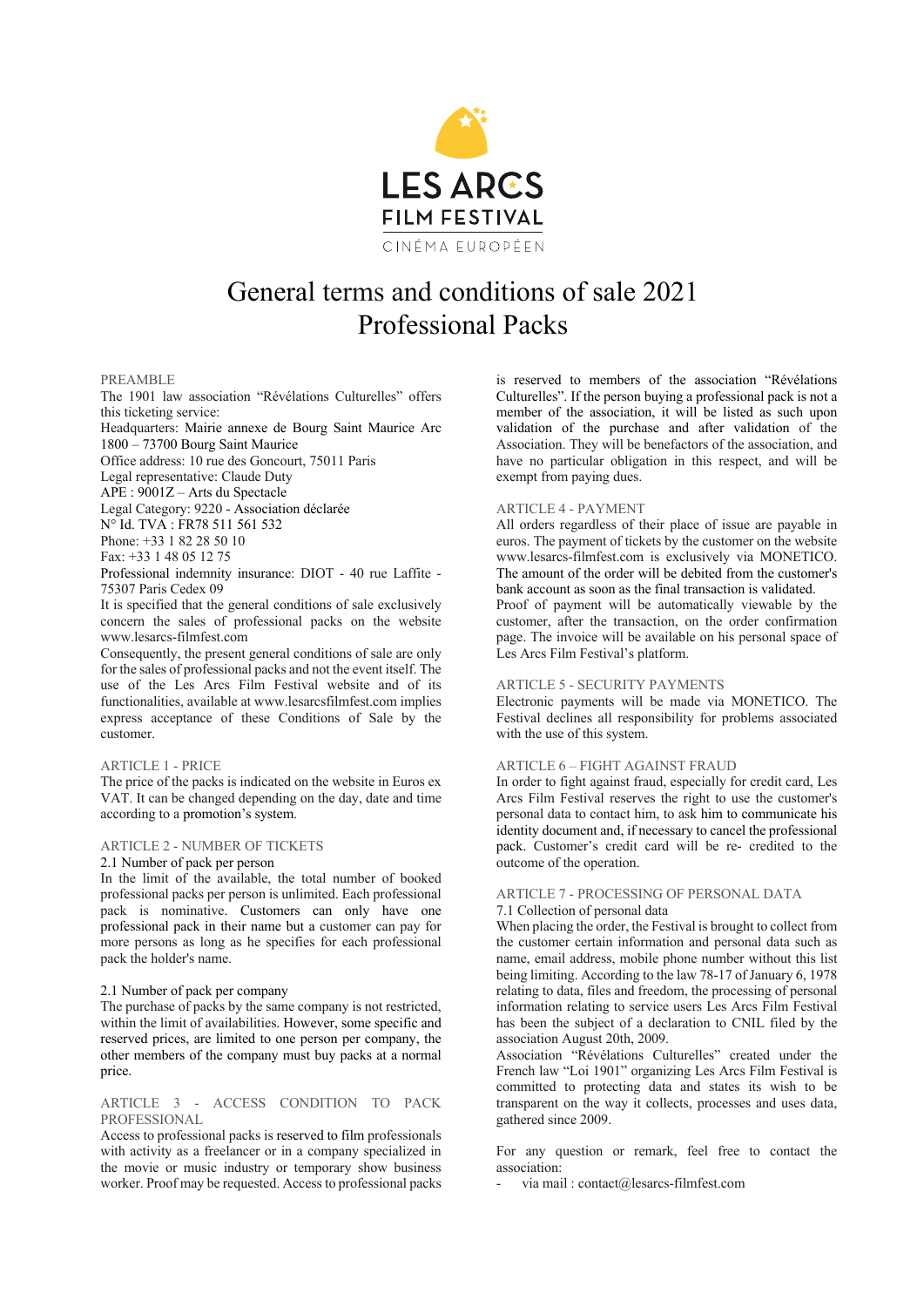# General terms and conditions of sale 2021 Professional Packs

## PREAMBLE

The 1901 law association "Révélations Culturelles" offers this ticketing service:

Headquarters: Mairie annexe de Bourg Saint Maurice Arc 1800 – 73700 Bourg Saint Maurice

Office address: 10 rue des Goncourt, 75011 Paris

Legal representative: Claude Duty

APE : 9001Z – Arts du Spectacle

Legal Category: 9220 - Association déclarée

N° Id. TVA : FR78 511 561 532

Phone: +33 1 82 28 50 10

Fax: +33 1 48 05 12 75

Professional indemnity insurance: DIOT - 40 rue Laffite - 75307 Paris Cedex 09

It is specified that the general conditions of sale exclusively concern the sales of professional packs on the website www.lesarcs-filmfest.com

Consequently, the present general conditions of sale are only for the sales of professional packs and not the event itself. The use of the Les Arcs Film Festival website and of its functionalities, available at www.lesarcsfilmfest.com implies express acceptance of these Conditions of Sale by the customer.

## ARTICLE 1 - PRICE

The price of the packs is indicated on the website in Euros ex VAT. It can be changed depending on the day, date and time according to a promotion's system.

## ARTICLE 2 - NUMBER OF TICKETS

### 2.1 Number of pack per person

In the limit of the available, the total number of booked professional packs per person is unlimited. Each professional pack is nominative. Customers can only have one professional pack in their name but a customer can pay for more persons as long as he specifies for each professional pack the holder's name.

### 2.1 Number of pack per company

The purchase of packs by the same company is not restricted, within the limit of availabilities. However, some specific and reserved prices, are limited to one person per company, the other members of the company must buy packs at a normal price.

## ARTICLE 3 - ACCESS CONDITION TO PACK PROFESSIONAL

Access to professional packs is reserved to film professionals with activity as a freelancer or in a company specialized in the movie or music industry or temporary show business worker. Proof may be requested. Access to professional packs is reserved to members of the association "Révélations Culturelles". If the person buying a professional pack is not a member of the association, it will be listed as such upon validation of the purchase and after validation of the Association. They will be benefactors of the association, and have no particular obligation in this respect, and will be exempt from paying dues.

## ARTICLE 4 - PAYMENT

All orders regardless of their place of issue are payable in euros. The payment of tickets by the customer on the website www.lesarcs-filmfest.com is exclusively via MONETICO. The amount of the order will be debited from the customer's bank account as soon as the final transaction is validated.

Proof of payment will be automatically viewable by the customer, after the transaction, on the order confirmation page. The invoice will be available on his personal space of Les Arcs Film Festival's platform.

## ARTICLE 5 - SECURITY PAYMENTS

Electronic payments will be made via MONETICO. The Festival declines all responsibility for problems associated with the use of this system.

## ARTICLE 6 – FIGHT AGAINST FRAUD

In order to fight against fraud, especially for credit card, Les Arcs Film Festival reserves the right to use the customer's personal data to contact him, to ask him to communicate his identity document and, if necessary to cancel the professional pack. Customer's credit card will be re- credited to the outcome of the operation.

## ARTICLE 7 - PROCESSING OF PERSONAL DATA

### 7.1 Collection of personal data

When placing the order, the Festival is brought to collect from the customer certain information and personal data such as name, email address, mobile phone number without this list being limiting. According to the law 78-17 of January 6, 1978 relating to data, files and freedom, the processing of personal information relating to service users Les Arcs Film Festival has been the subject of a declaration to CNIL filed by the association August 20th, 2009.

Association "Révélations Culturelles" created under the French law "Loi 1901" organizing Les Arcs Film Festival is committed to protecting data and states its wish to be transparent on the way it collects, processes and uses data, gathered since 2009.

For any question or remark, feel free to contact the association:

- via mail : contact@lesarcs-filmfest.com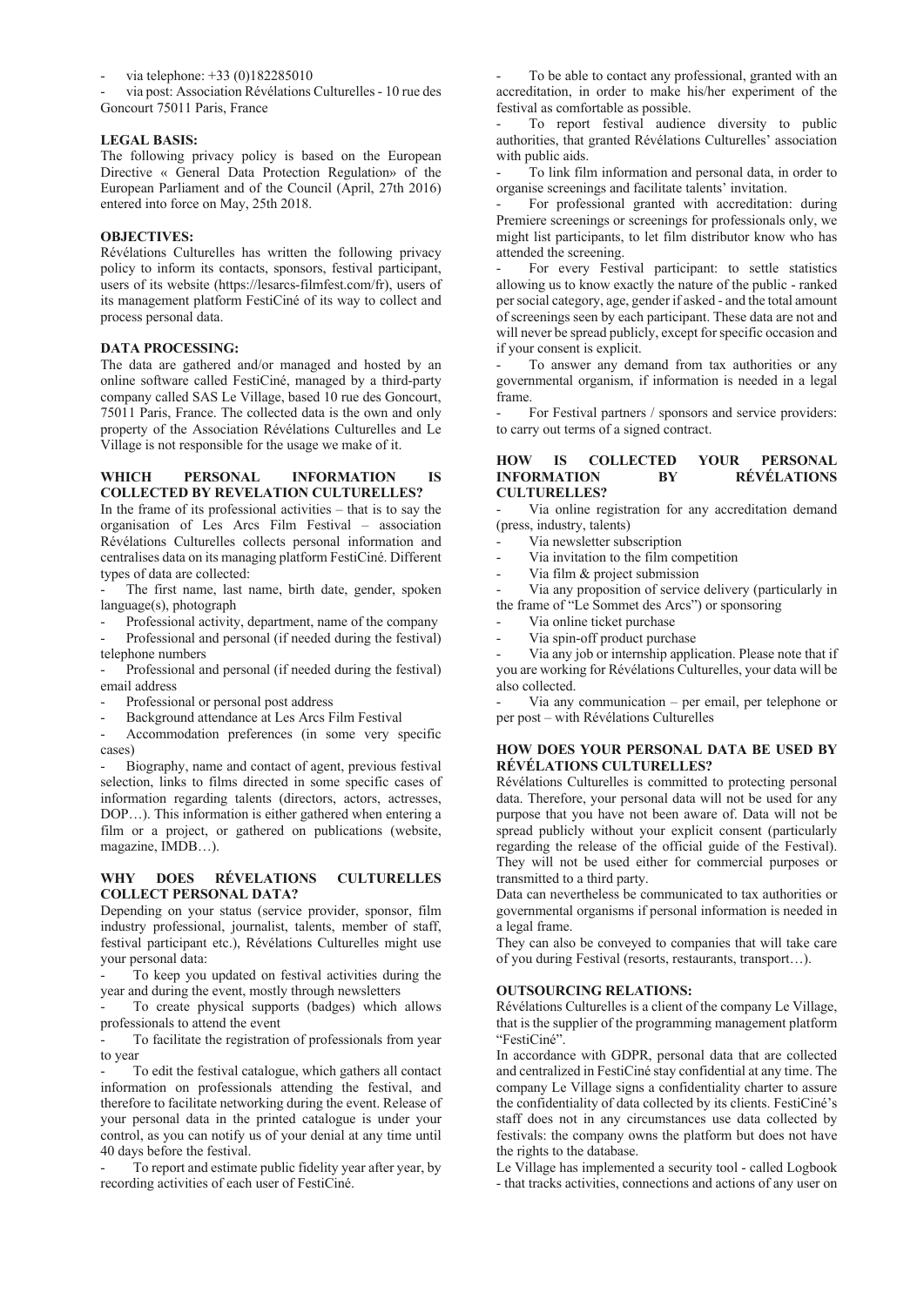- via telephone: +33 (0)182285010
- via post: Association Révélations Culturelles - 10 rue des Goncourt 75011 Paris, France

**LEGAL BASIS:**

The following privacy policy is based on the European Directive « General Data Protection Regulation» of the European Parliament and of the Council (April, 27th 2016) entered into force on May, 25th 2018.

**OBJECTIVES:**

Révélations Culturelles has written the following privacy policy to inform its contacts, sponsors, festival participant, users of its website (https://lesarcs-filmfest.com/fr), users of its management platform FestiCiné of its way to collect and process personal data.

**DATA PROCESSING:**

The data are gathered and/or managed and hosted by an online software called FestiCiné, managed by a third-party company called SAS Le Village, based 10 rue des Goncourt, 75011 Paris, France. The collected data is the own and only property of the Association Révélations Culturelles and Le Village is not responsible for the usage we make of it.

**WHICH PERSONAL INFORMATION IS COLLECTED BY REVELATION CULTURELLES?**

In the frame of its professional activities – that is to say the organisation of Les Arcs Film Festival – association Révélations Culturelles collects personal information and centralises data on its managing platform FestiCiné. Different types of data are collected:

- The first name, last name, birth date, gender, spoken language(s), photograph
- Professional activity, department, name of the company
- Professional and personal (if needed during the festival) telephone numbers
- Professional and personal (if needed during the festival) email address
- Professional or personal post address
- Background attendance at Les Arcs Film Festival
- Accommodation preferences (in some very specific cases)
- Biography, name and contact of agent, previous festival selection, links to films directed in some specific cases of information regarding talents (directors, actors, actresses, DOP…). This information is either gathered when entering a film or a project, or gathered on publications (website, magazine, IMDB…).

**WHY DOES RÉVÉLATIONS CULTURELLES COLLECT PERSONAL DATA?**

Depending on your status (service provider, sponsor, film industry professional, journalist, talents, member of staff, festival participant etc.), Révélations Culturelles might use your personal data:

- To keep you updated on festival activities during the year and during the event, mostly through newsletters
- To create physical supports (badges) which allows professionals to attend the event
- To facilitate the registration of professionals from year to year
- To edit the festival catalogue, which gathers all contact information on professionals attending the festival, and therefore to facilitate networking during the event. Release of your personal data in the printed catalogue is under your control, as you can notify us of your denial at any time until 40 days before the festival.
- To report and estimate public fidelity year after year, by recording activities of each user of FestiCiné.
- To be able to contact any professional, granted with an accreditation, in order to make his/her experiment of the festival as comfortable as possible.
- To report festival audience diversity to public authorities, that granted Révélations Culturelles' association with public aids.
- To link film information and personal data, in order to organise screenings and facilitate talents' invitation.
- For professional granted with accreditation: during Premiere screenings or screenings for professionals only, we might list participants, to let film distributor know who has attended the screening.
- For every Festival participant: to settle statistics allowing us to know exactly the nature of the public - ranked per social category, age, gender if asked - and the total amount of screenings seen by each participant. These data are not and will never be spread publicly, except for specific occasion and if your consent is explicit.
- To answer any demand from tax authorities or any governmental organism, if information is needed in a legal frame.
- For Festival partners / sponsors and service providers: to carry out terms of a signed contract.

**HOW IS COLLECTED YOUR PERSONAL INFORMATION BY RÉVÉLATIONS CULTURELLES?**

- Via online registration for any accreditation demand (press, industry, talents)
- Via newsletter subscription
- Via invitation to the film competition
- Via film & project submission
- Via any proposition of service delivery (particularly in the frame of "Le Sommet des Arcs") or sponsoring
- Via online ticket purchase
- Via spin-off product purchase
- Via any job or internship application. Please note that if you are working for Révélations Culturelles, your data will be also collected.
- Via any communication – per email, per telephone or per post – with Révélations Culturelles

**HOW DOES YOUR PERSONAL DATA BE USED BY RÉVÉLATIONS CULTURELLES?**

Révélations Culturelles is committed to protecting personal data. Therefore, your personal data will not be used for any purpose that you have not been aware of. Data will not be spread publicly without your explicit consent (particularly regarding the release of the official guide of the Festival). They will not be used either for commercial purposes or transmitted to a third party.

Data can nevertheless be communicated to tax authorities or governmental organisms if personal information is needed in a legal frame.

They can also be conveyed to companies that will take care of you during Festival (resorts, restaurants, transport…).

**OUTSOURCING RELATIONS:**

Révélations Culturelles is a client of the company Le Village, that is the supplier of the programming management platform "FestiCiné".

In accordance with GDPR, personal data that are collected and centralized in FestiCiné stay confidential at any time. The company Le Village signs a confidentiality charter to assure the confidentiality of data collected by its clients. FestiCiné's staff does not in any circumstances use data collected by festivals: the company owns the platform but does not have the rights to the database.

Le Village has implemented a security tool - called Logbook - that tracks activities, connections and actions of any user on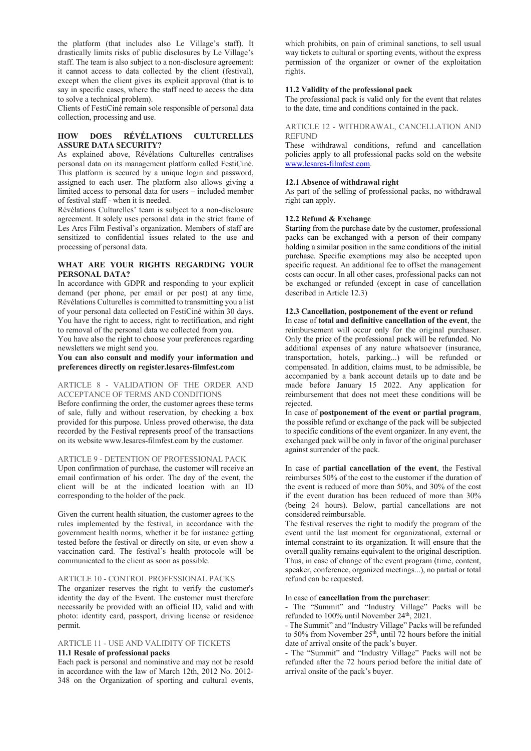the platform (that includes also Le Village's staff). It drastically limits risks of public disclosures by Le Village's staff. The team is also subject to a non-disclosure agreement: it cannot access to data collected by the client (festival), except when the client gives its explicit approval (that is to say in specific cases, where the staff need to access the data to solve a technical problem).

Clients of FestiCiné remain sole responsible of personal data collection, processing and use.

### HOW DOES RÉVÉLATIONS CULTURELLES ASSURE DATA SECURITY?

As explained above, Révélations Culturelles centralises personal data on its management platform called FestiCiné. This platform is secured by a unique login and password, assigned to each user. The platform also allows giving a limited access to personal data for users – included member of festival staff - when it is needed.

Révélations Culturelles' team is subject to a non-disclosure agreement. It solely uses personal data in the strict frame of Les Arcs Film Festival's organization. Members of staff are sensitized to confidential issues related to the use and processing of personal data.

### WHAT ARE YOUR RIGHTS REGARDING YOUR PERSONAL DATA?

In accordance with GDPR and responding to your explicit demand (per phone, per email or per post) at any time, Révélations Culturelles is committed to transmitting you a list of your personal data collected on FestiCiné within 30 days. You have the right to access, right to rectification, and right to removal of the personal data we collected from you.

You have also the right to choose your preferences regarding newsletters we might send you.

**You can also consult and modify your information and preferences directly on register.lesarcs-filmfest.com**

## ARTICLE 8 - VALIDATION OF THE ORDER AND ACCEPTANCE OF TERMS AND CONDITIONS

Before confirming the order, the customer agrees these terms of sale, fully and without reservation, by checking a box provided for this purpose. Unless proved otherwise, the data recorded by the Festival represents proof of the transactions on its website www.lesarcs-filmfest.com by the customer.

## ARTICLE 9 - DETENTION OF PROFESSIONAL PACK

Upon confirmation of purchase, the customer will receive an email confirmation of his order. The day of the event, the client will be at the indicated location with an ID corresponding to the holder of the pack.

Given the current health situation, the customer agrees to the rules implemented by the festival, in accordance with the government health norms, whether it be for instance getting tested before the festival or directly on site, or even show a vaccination card. The festival's health protocole will be communicated to the client as soon as possible.

## ARTICLE 10 - CONTROL PROFESSIONAL PACKS

The organizer reserves the right to verify the customer's identity the day of the Event. The customer must therefore necessarily be provided with an official ID, valid and with photo: identity card, passport, driving license or residence permit.

## ARTICLE 11 - USE AND VALIDITY OF TICKETS

### 11.1 Resale of professional packs

Each pack is personal and nominative and may not be resold in accordance with the law of March 12th, 2012 No. 2012-348 on the Organization of sporting and cultural events, which prohibits, on pain of criminal sanctions, to sell usual way tickets to cultural or sporting events, without the express permission of the organizer or owner of the exploitation rights.

### 11.2 Validity of the professional pack

The professional pack is valid only for the event that relates to the date, time and conditions contained in the pack.

## ARTICLE 12 - WITHDRAWAL, CANCELLATION AND REFUND

These withdrawal conditions, refund and cancellation policies apply to all professional packs sold on the website www.lesarcs-filmfest.com.

### 12.1 Absence of withdrawal right

As part of the selling of professional packs, no withdrawal right can apply.

### 12.2 Refund & Exchange

Starting from the purchase date by the customer, professional packs can be exchanged with a person of their company holding a similar position in the same conditions of the initial purchase. Specific exemptions may also be accepted upon specific request. An additional fee to offset the management costs can occur. In all other cases, professional packs can not be exchanged or refunded (except in case of cancellation described in Article 12.3)

### 12.3 Cancellation, postponement of the event or refund

In case of **total and definitive cancellation of the event**, the reimbursement will occur only for the original purchaser. Only the price of the professional pack will be refunded. No additional expenses of any nature whatsoever (insurance, transportation, hotels, parking...) will be refunded or compensated. In addition, claims must, to be admissible, be accompanied by a bank account details up to date and be made before January 15 2022. Any application for reimbursement that does not meet these conditions will be rejected.

In case of **postponement of the event or partial program**, the possible refund or exchange of the pack will be subjected to specific conditions of the event organizer. In any event, the exchanged pack will be only in favor of the original purchaser against surrender of the pack.

In case of **partial cancellation of the event**, the Festival reimburses 50% of the cost to the customer if the duration of the event is reduced of more than 50%, and 30% of the cost if the event duration has been reduced of more than 30% (being 24 hours). Below, partial cancellations are not considered reimbursable.

The festival reserves the right to modify the program of the event until the last moment for organizational, external or internal constraint to its organization. It will ensure that the overall quality remains equivalent to the original description. Thus, in case of change of the event program (time, content, speaker, conference, organized meetings...), no partial or total refund can be requested.

In case of **cancellation from the purchaser**:

- The "Summit" and "Industry Village" Packs will be refunded to 100% until November 24th, 2021.
- The Summit" and "Industry Village" Packs will be refunded to 50% from November 25th, until 72 hours before the initial date of arrival onsite of the pack's buyer.
- The "Summit" and "Industry Village" Packs will not be refunded after the 72 hours period before the initial date of arrival onsite of the pack's buyer.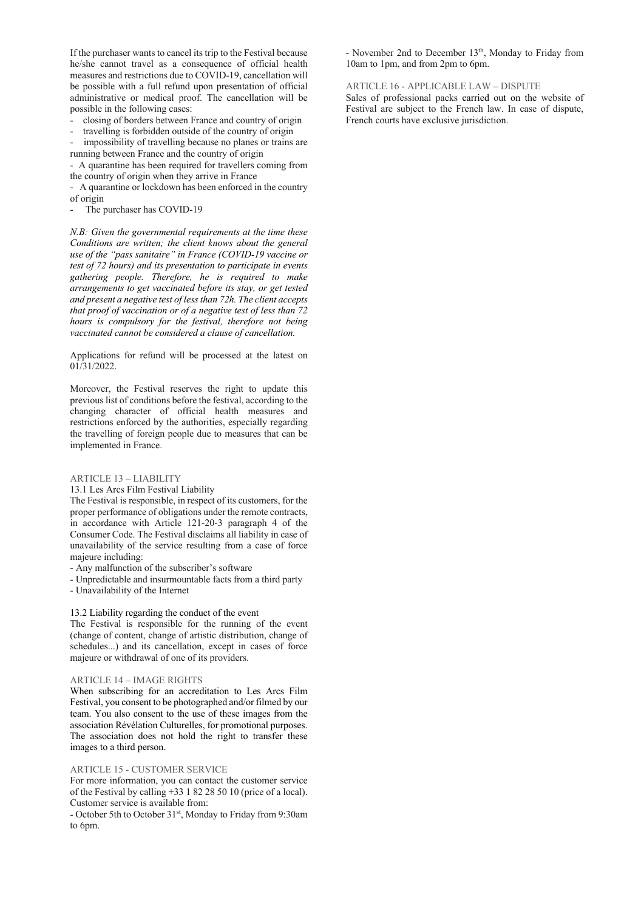If the purchaser wants to cancel its trip to the Festival because he/she cannot travel as a consequence of official health measures and restrictions due to COVID-19, cancellation will be possible with a full refund upon presentation of official administrative or medical proof. The cancellation will be possible in the following cases:

- closing of borders between France and country of origin
- travelling is forbidden outside of the country of origin
- impossibility of travelling because no planes or trains are running between France and the country of origin
- A quarantine has been required for travellers coming from the country of origin when they arrive in France
- A quarantine or lockdown has been enforced in the country of origin
- The purchaser has COVID-19

*N.B: Given the governmental requirements at the time these Conditions are written; the client knows about the general use of the "pass sanitaire" in France (COVID-19 vaccine or test of 72 hours) and its presentation to participate in events gathering people. Therefore, he is required to make arrangements to get vaccinated before its stay, or get tested and present a negative test of less than 72h. The client accepts that proof of vaccination or of a negative test of less than 72 hours is compulsory for the festival, therefore not being vaccinated cannot be considered a clause of cancellation.*

Applications for refund will be processed at the latest on 01/31/2022.

Moreover, the Festival reserves the right to update this previous list of conditions before the festival, according to the changing character of official health measures and restrictions enforced by the authorities, especially regarding the travelling of foreign people due to measures that can be implemented in France.

## ARTICLE 13 – LIABILITY

### 13.1 Les Arcs Film Festival Liability

The Festival is responsible, in respect of its customers, for the proper performance of obligations under the remote contracts, in accordance with Article 121-20-3 paragraph 4 of the Consumer Code. The Festival disclaims all liability in case of unavailability of the service resulting from a case of force majeure including:

- Any malfunction of the subscriber's software
- Unpredictable and insurmountable facts from a third party
- Unavailability of the Internet

### 13.2 Liability regarding the conduct of the event

The Festival is responsible for the running of the event (change of content, change of artistic distribution, change of schedules...) and its cancellation, except in cases of force majeure or withdrawal of one of its providers.

## ARTICLE 14 – IMAGE RIGHTS

When subscribing for an accreditation to Les Arcs Film Festival, you consent to be photographed and/or filmed by our team. You also consent to the use of these images from the association Révélation Culturelles, for promotional purposes. The association does not hold the right to transfer these images to a third person.

## ARTICLE 15 - CUSTOMER SERVICE

For more information, you can contact the customer service of the Festival by calling +33 1 82 28 50 10 (price of a local). Customer service is available from:

- October 5th to October 31st, Monday to Friday from 9:30am to 6pm.
- November 2nd to December 13th, Monday to Friday from 10am to 1pm, and from 2pm to 6pm.

## ARTICLE 16 - APPLICABLE LAW – DISPUTE

Sales of professional packs carried out on the website of Festival are subject to the French law. In case of dispute, French courts have exclusive jurisdiction.